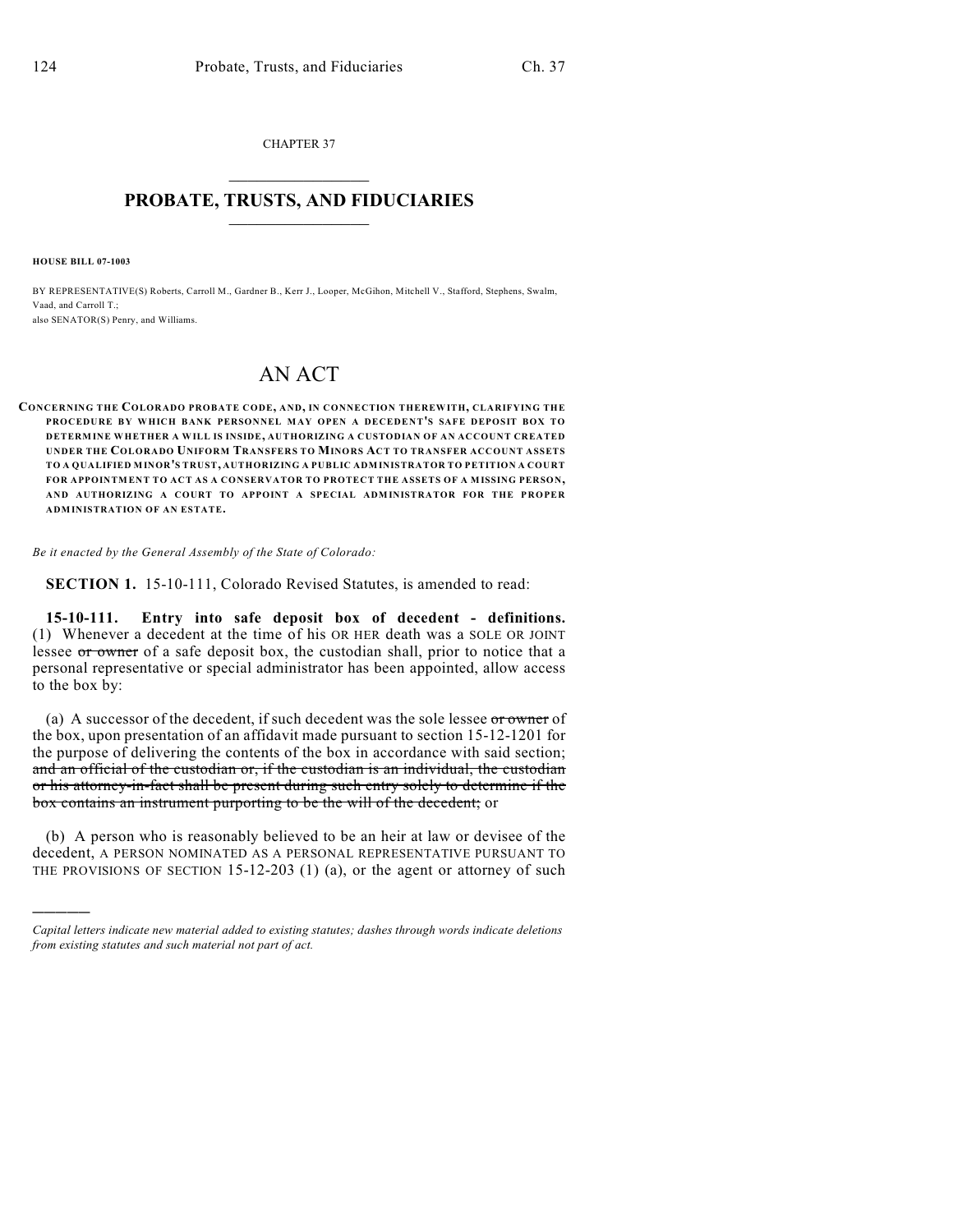CHAPTER 37

## PROBATE, TRUSTS, AND FIDUCIARIES

**HOUSE BILL 07-1003**

BY REPRESENTATIVE(S) Roberts, Carroll M., Gardner B., Kerr J., Looper, McGihon, Mitchell V., Stafford, Stephens, Swalm, Vaad, and Carroll T.;
also SENATOR(S) Penry, and Williams.

# AN ACT

**CONCERNING THE COLORADO PROBATE CODE, AND, IN CONNECTION THEREWITH, CLARIFYING THE PROCEDURE BY WHICH BANK PERSONNEL MAY OPEN A DECEDENT'S SAFE DEPOSIT BOX TO DETERMINE WHETHER A WILL IS INSIDE, AUTHORIZING A CUSTODIAN OF AN ACCOUNT CREATED UNDER THE COLORADO UNIFORM TRANSFERS TO MINORS ACT TO TRANSFER ACCOUNT ASSETS TO A QUALIFIED MINOR'S TRUST, AUTHORIZING A PUBLIC ADMINISTRATOR TO PETITION A COURT FOR APPOINTMENT TO ACT AS A CONSERVATOR TO PROTECT THE ASSETS OF A MISSING PERSON, AND AUTHORIZING A COURT TO APPOINT A SPECIAL ADMINISTRATOR FOR THE PROPER ADMINISTRATION OF AN ESTATE.**

*Be it enacted by the General Assembly of the State of Colorado:*

**SECTION 1.** 15-10-111, Colorado Revised Statutes, is amended to read:

**15-10-111. Entry into safe deposit box of decedent - definitions.** (1) Whenever a decedent at the time of his OR HER death was a SOLE OR JOINT lessee ~~or owner~~ of a safe deposit box, the custodian shall, prior to notice that a personal representative or special administrator has been appointed, allow access to the box by:

(a) A successor of the decedent, if such decedent was the sole lessee ~~or owner~~ of the box, upon presentation of an affidavit made pursuant to section 15-12-1201 for the purpose of delivering the contents of the box in accordance with said section; ~~and an official of the custodian or, if the custodian is an individual, the custodian or his attorney-in-fact shall be present during such entry solely to determine if the box contains an instrument purporting to be the will of the decedent~~; or

(b) A person who is reasonably believed to be an heir at law or devisee of the decedent, A PERSON NOMINATED AS A PERSONAL REPRESENTATIVE PURSUANT TO THE PROVISIONS OF SECTION 15-12-203 (1) (a), or the agent or attorney of such

---

*Capital letters indicate new material added to existing statutes; dashes through words indicate deletions from existing statutes and such material not part of act.*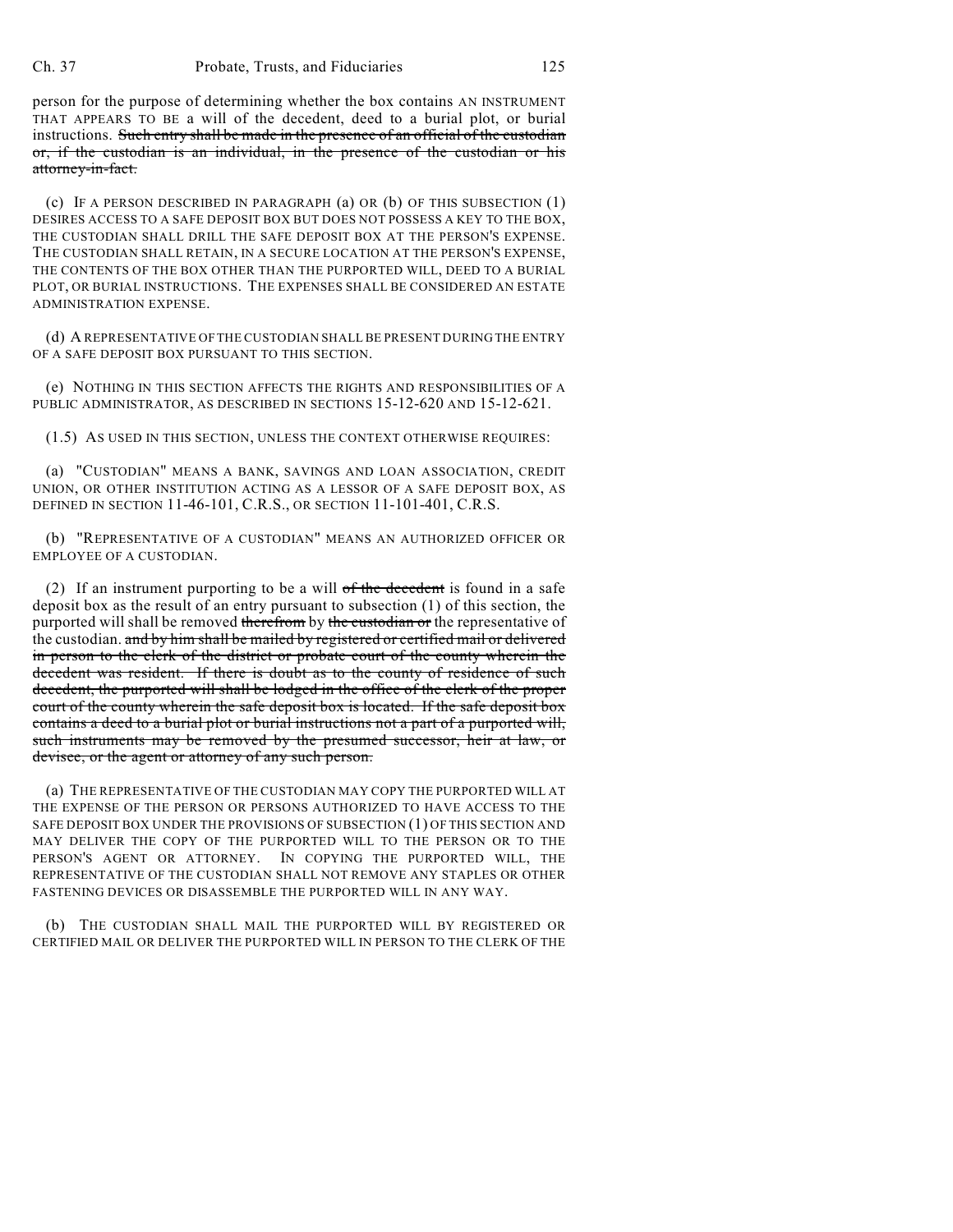person for the purpose of determining whether the box contains AN INSTRUMENT THAT APPEARS TO BE a will of the decedent, deed to a burial plot, or burial instructions. ~~Such entry shall be made in the presence of an official of the custodian or, if the custodian is an individual, in the presence of the custodian or his attorney-in-fact.~~

(c) IF A PERSON DESCRIBED IN PARAGRAPH (a) OR (b) OF THIS SUBSECTION (1) DESIRES ACCESS TO A SAFE DEPOSIT BOX BUT DOES NOT POSSESS A KEY TO THE BOX, THE CUSTODIAN SHALL DRILL THE SAFE DEPOSIT BOX AT THE PERSON'S EXPENSE. THE CUSTODIAN SHALL RETAIN, IN A SECURE LOCATION AT THE PERSON'S EXPENSE, THE CONTENTS OF THE BOX OTHER THAN THE PURPORTED WILL, DEED TO A BURIAL PLOT, OR BURIAL INSTRUCTIONS. THE EXPENSES SHALL BE CONSIDERED AN ESTATE ADMINISTRATION EXPENSE.

(d) A REPRESENTATIVE OF THE CUSTODIAN SHALL BE PRESENT DURING THE ENTRY OF A SAFE DEPOSIT BOX PURSUANT TO THIS SECTION.

(e) NOTHING IN THIS SECTION AFFECTS THE RIGHTS AND RESPONSIBILITIES OF A PUBLIC ADMINISTRATOR, AS DESCRIBED IN SECTIONS 15-12-620 AND 15-12-621.

(1.5) AS USED IN THIS SECTION, UNLESS THE CONTEXT OTHERWISE REQUIRES:

(a) "CUSTODIAN" MEANS A BANK, SAVINGS AND LOAN ASSOCIATION, CREDIT UNION, OR OTHER INSTITUTION ACTING AS A LESSOR OF A SAFE DEPOSIT BOX, AS DEFINED IN SECTION 11-46-101, C.R.S., OR SECTION 11-101-401, C.R.S.

(b) "REPRESENTATIVE OF A CUSTODIAN" MEANS AN AUTHORIZED OFFICER OR EMPLOYEE OF A CUSTODIAN.

(2) If an instrument purporting to be a will ~~of the decedent~~ is found in a safe deposit box as the result of an entry pursuant to subsection (1) of this section, the purported will shall be removed ~~therefrom~~ by ~~the custodian or~~ the representative of the custodian. ~~and by him shall be mailed by registered or certified mail or delivered in person to the clerk of the district or probate court of the county wherein the decedent was resident. If there is doubt as to the county of residence of such decedent, the purported will shall be lodged in the office of the clerk of the proper court of the county wherein the safe deposit box is located. If the safe deposit box contains a deed to a burial plot or burial instructions not a part of a purported will, such instruments may be removed by the presumed successor, heir at law, or devisee, or the agent or attorney of any such person.~~

(a) THE REPRESENTATIVE OF THE CUSTODIAN MAY COPY THE PURPORTED WILL AT THE EXPENSE OF THE PERSON OR PERSONS AUTHORIZED TO HAVE ACCESS TO THE SAFE DEPOSIT BOX UNDER THE PROVISIONS OF SUBSECTION (1) OF THIS SECTION AND MAY DELIVER THE COPY OF THE PURPORTED WILL TO THE PERSON OR TO THE PERSON'S AGENT OR ATTORNEY. IN COPYING THE PURPORTED WILL, THE REPRESENTATIVE OF THE CUSTODIAN SHALL NOT REMOVE ANY STAPLES OR OTHER FASTENING DEVICES OR DISASSEMBLE THE PURPORTED WILL IN ANY WAY.

(b) THE CUSTODIAN SHALL MAIL THE PURPORTED WILL BY REGISTERED OR CERTIFIED MAIL OR DELIVER THE PURPORTED WILL IN PERSON TO THE CLERK OF THE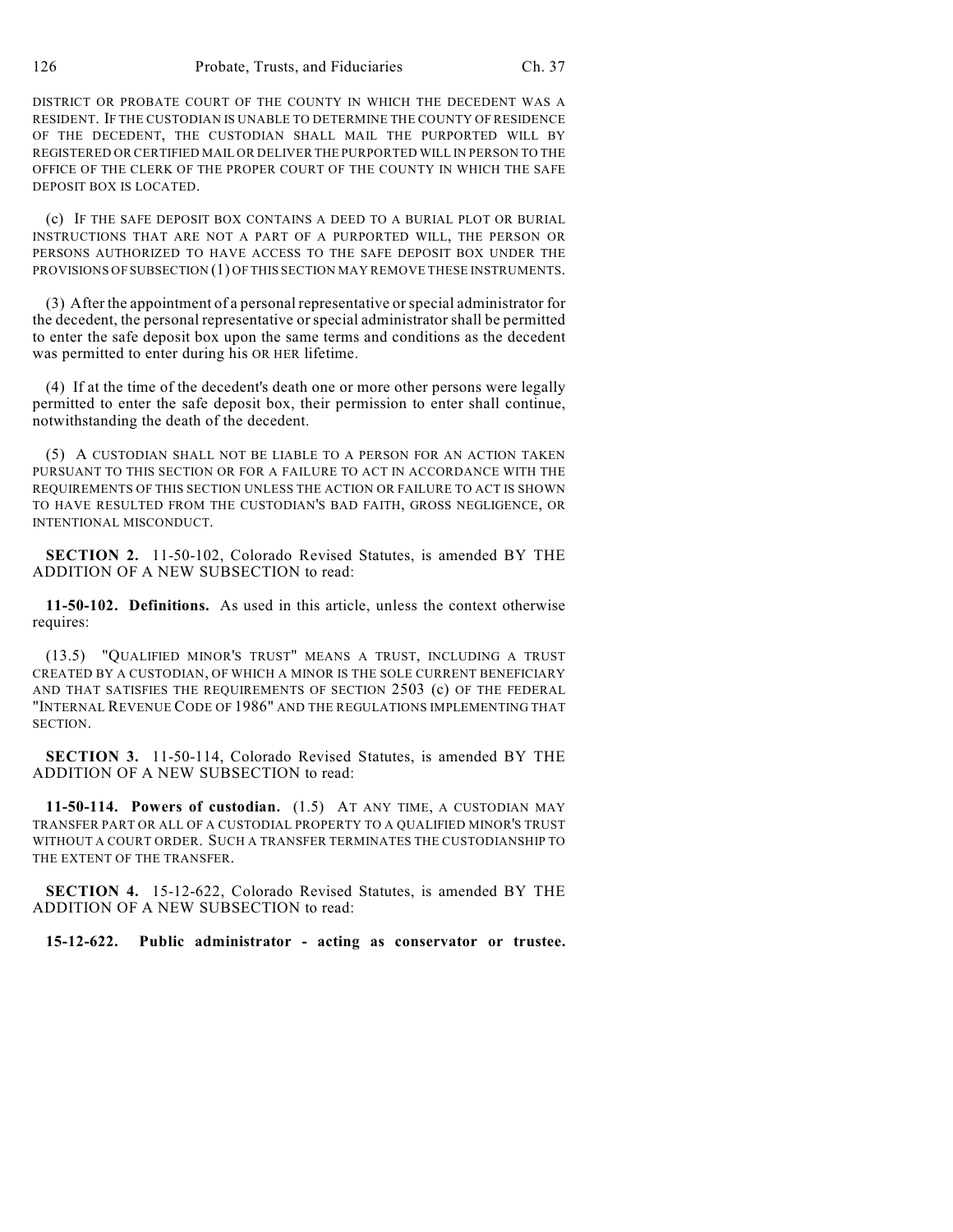DISTRICT OR PROBATE COURT OF THE COUNTY IN WHICH THE DECEDENT WAS A RESIDENT. IF THE CUSTODIAN IS UNABLE TO DETERMINE THE COUNTY OF RESIDENCE OF THE DECEDENT, THE CUSTODIAN SHALL MAIL THE PURPORTED WILL BY REGISTERED OR CERTIFIED MAIL OR DELIVER THE PURPORTED WILL IN PERSON TO THE OFFICE OF THE CLERK OF THE PROPER COURT OF THE COUNTY IN WHICH THE SAFE DEPOSIT BOX IS LOCATED.

(c) IF THE SAFE DEPOSIT BOX CONTAINS A DEED TO A BURIAL PLOT OR BURIAL INSTRUCTIONS THAT ARE NOT A PART OF A PURPORTED WILL, THE PERSON OR PERSONS AUTHORIZED TO HAVE ACCESS TO THE SAFE DEPOSIT BOX UNDER THE PROVISIONS OF SUBSECTION (1) OF THIS SECTION MAY REMOVE THESE INSTRUMENTS.

(3) After the appointment of a personal representative or special administrator for the decedent, the personal representative or special administrator shall be permitted to enter the safe deposit box upon the same terms and conditions as the decedent was permitted to enter during his OR HER lifetime.

(4) If at the time of the decedent's death one or more other persons were legally permitted to enter the safe deposit box, their permission to enter shall continue, notwithstanding the death of the decedent.

(5) A CUSTODIAN SHALL NOT BE LIABLE TO A PERSON FOR AN ACTION TAKEN PURSUANT TO THIS SECTION OR FOR A FAILURE TO ACT IN ACCORDANCE WITH THE REQUIREMENTS OF THIS SECTION UNLESS THE ACTION OR FAILURE TO ACT IS SHOWN TO HAVE RESULTED FROM THE CUSTODIAN'S BAD FAITH, GROSS NEGLIGENCE, OR INTENTIONAL MISCONDUCT.

**SECTION 2.** 11-50-102, Colorado Revised Statutes, is amended BY THE ADDITION OF A NEW SUBSECTION to read:

**11-50-102. Definitions.** As used in this article, unless the context otherwise requires:

(13.5) "QUALIFIED MINOR'S TRUST" MEANS A TRUST, INCLUDING A TRUST CREATED BY A CUSTODIAN, OF WHICH A MINOR IS THE SOLE CURRENT BENEFICIARY AND THAT SATISFIES THE REQUIREMENTS OF SECTION 2503 (c) OF THE FEDERAL "INTERNAL REVENUE CODE OF 1986" AND THE REGULATIONS IMPLEMENTING THAT SECTION.

**SECTION 3.** 11-50-114, Colorado Revised Statutes, is amended BY THE ADDITION OF A NEW SUBSECTION to read:

**11-50-114. Powers of custodian.** (1.5) AT ANY TIME, A CUSTODIAN MAY TRANSFER PART OR ALL OF A CUSTODIAL PROPERTY TO A QUALIFIED MINOR'S TRUST WITHOUT A COURT ORDER. SUCH A TRANSFER TERMINATES THE CUSTODIANSHIP TO THE EXTENT OF THE TRANSFER.

**SECTION 4.** 15-12-622, Colorado Revised Statutes, is amended BY THE ADDITION OF A NEW SUBSECTION to read:

**15-12-622. Public administrator - acting as conservator or trustee.**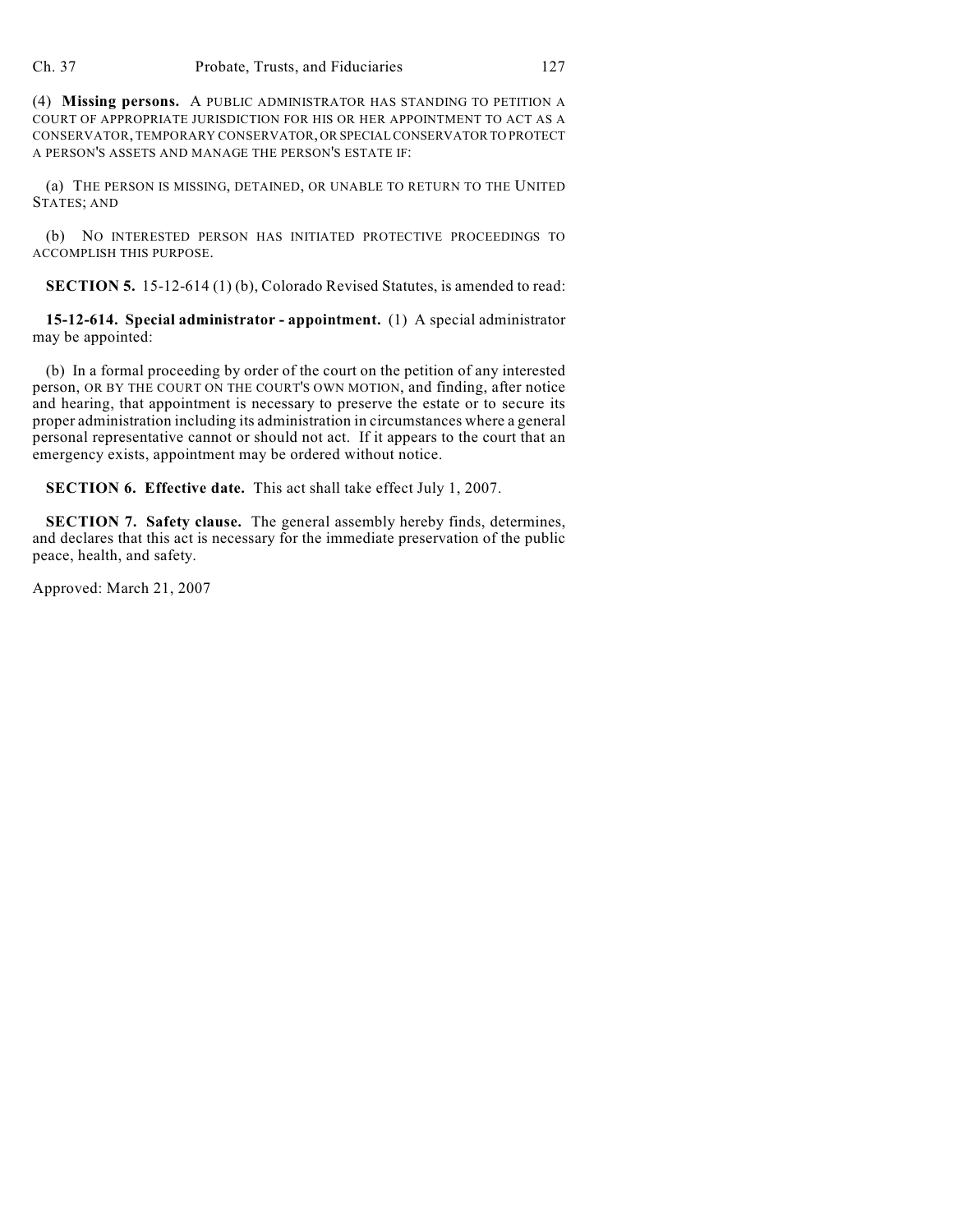(4) **Missing persons.** A PUBLIC ADMINISTRATOR HAS STANDING TO PETITION A COURT OF APPROPRIATE JURISDICTION FOR HIS OR HER APPOINTMENT TO ACT AS A CONSERVATOR, TEMPORARY CONSERVATOR, OR SPECIAL CONSERVATOR TO PROTECT A PERSON'S ASSETS AND MANAGE THE PERSON'S ESTATE IF:

(a) THE PERSON IS MISSING, DETAINED, OR UNABLE TO RETURN TO THE UNITED STATES; AND

(b) NO INTERESTED PERSON HAS INITIATED PROTECTIVE PROCEEDINGS TO ACCOMPLISH THIS PURPOSE.

**SECTION 5.** 15-12-614 (1) (b), Colorado Revised Statutes, is amended to read:

**15-12-614. Special administrator - appointment.** (1) A special administrator may be appointed:

(b) In a formal proceeding by order of the court on the petition of any interested person, OR BY THE COURT ON THE COURT'S OWN MOTION, and finding, after notice and hearing, that appointment is necessary to preserve the estate or to secure its proper administration including its administration in circumstances where a general personal representative cannot or should not act. If it appears to the court that an emergency exists, appointment may be ordered without notice.

**SECTION 6. Effective date.** This act shall take effect July 1, 2007.

**SECTION 7. Safety clause.** The general assembly hereby finds, determines, and declares that this act is necessary for the immediate preservation of the public peace, health, and safety.

Approved: March 21, 2007